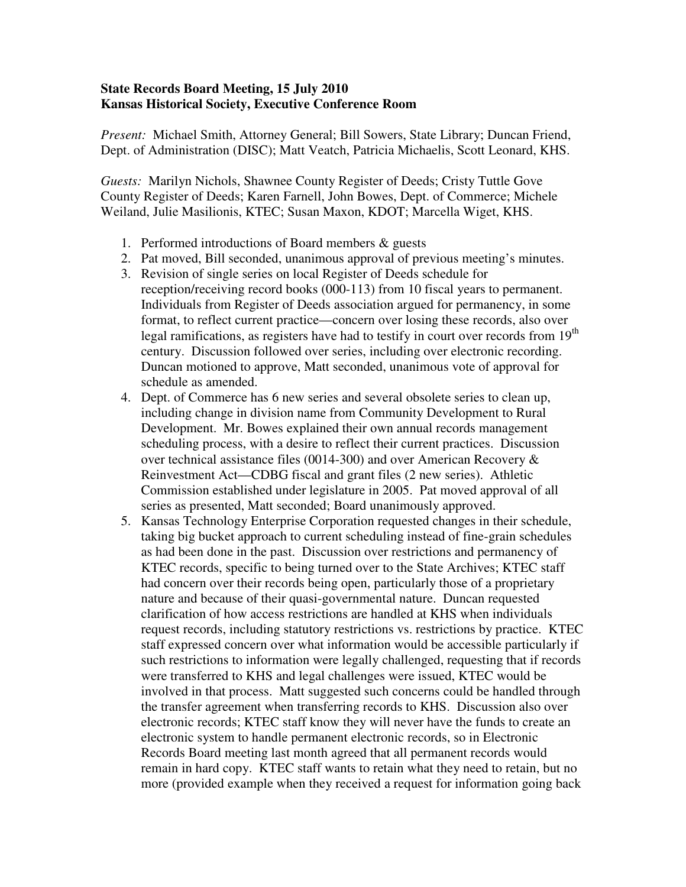**State Records Board Meeting, 15 July 2010**
**Kansas Historical Society, Executive Conference Room**

*Present:* Michael Smith, Attorney General; Bill Sowers, State Library; Duncan Friend, Dept. of Administration (DISC); Matt Veatch, Patricia Michaelis, Scott Leonard, KHS.

*Guests:* Marilyn Nichols, Shawnee County Register of Deeds; Cristy Tuttle Gove County Register of Deeds; Karen Farnell, John Bowes, Dept. of Commerce; Michele Weiland, Julie Masilionis, KTEC; Susan Maxon, KDOT; Marcella Wiget, KHS.

1. Performed introductions of Board members & guests
2. Pat moved, Bill seconded, unanimous approval of previous meeting's minutes.
3. Revision of single series on local Register of Deeds schedule for reception/receiving record books (000-113) from 10 fiscal years to permanent. Individuals from Register of Deeds association argued for permanency, in some format, to reflect current practice—concern over losing these records, also over legal ramifications, as registers have had to testify in court over records from 19th century. Discussion followed over series, including over electronic recording. Duncan motioned to approve, Matt seconded, unanimous vote of approval for schedule as amended.
4. Dept. of Commerce has 6 new series and several obsolete series to clean up, including change in division name from Community Development to Rural Development. Mr. Bowes explained their own annual records management scheduling process, with a desire to reflect their current practices. Discussion over technical assistance files (0014-300) and over American Recovery & Reinvestment Act—CDBG fiscal and grant files (2 new series). Athletic Commission established under legislature in 2005. Pat moved approval of all series as presented, Matt seconded; Board unanimously approved.
5. Kansas Technology Enterprise Corporation requested changes in their schedule, taking big bucket approach to current scheduling instead of fine-grain schedules as had been done in the past. Discussion over restrictions and permanency of KTEC records, specific to being turned over to the State Archives; KTEC staff had concern over their records being open, particularly those of a proprietary nature and because of their quasi-governmental nature. Duncan requested clarification of how access restrictions are handled at KHS when individuals request records, including statutory restrictions vs. restrictions by practice. KTEC staff expressed concern over what information would be accessible particularly if such restrictions to information were legally challenged, requesting that if records were transferred to KHS and legal challenges were issued, KTEC would be involved in that process. Matt suggested such concerns could be handled through the transfer agreement when transferring records to KHS. Discussion also over electronic records; KTEC staff know they will never have the funds to create an electronic system to handle permanent electronic records, so in Electronic Records Board meeting last month agreed that all permanent records would remain in hard copy. KTEC staff wants to retain what they need to retain, but no more (provided example when they received a request for information going back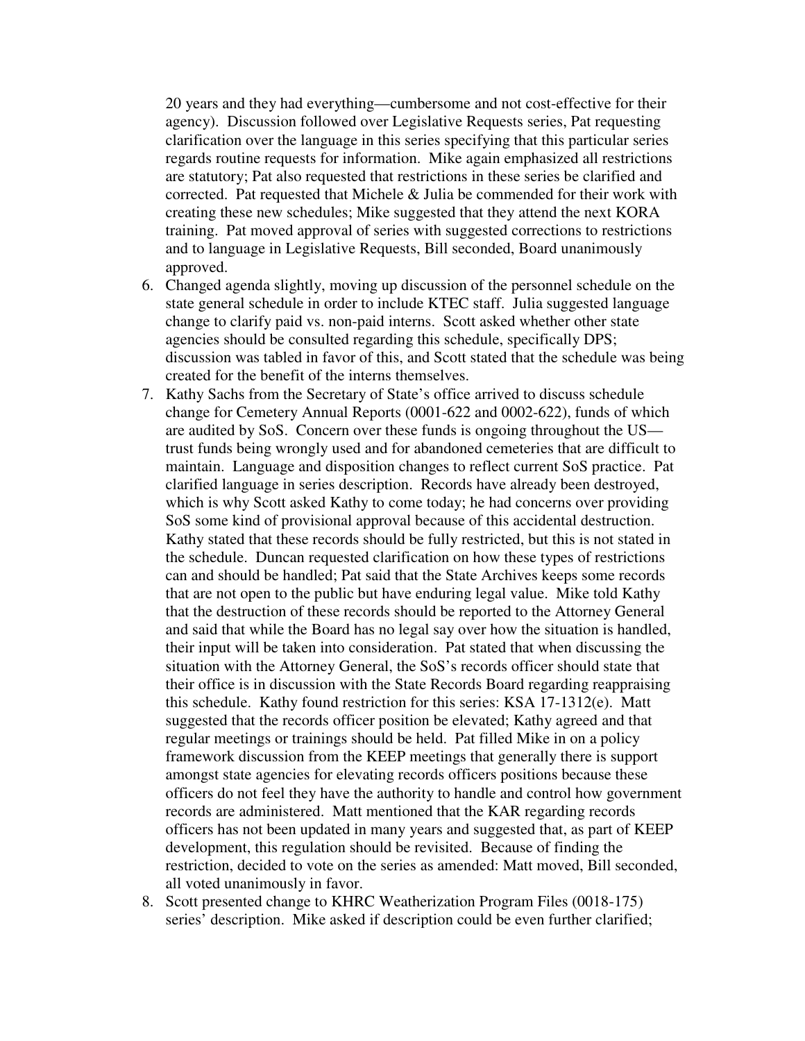20 years and they had everything—cumbersome and not cost-effective for their agency). Discussion followed over Legislative Requests series, Pat requesting clarification over the language in this series specifying that this particular series regards routine requests for information. Mike again emphasized all restrictions are statutory; Pat also requested that restrictions in these series be clarified and corrected. Pat requested that Michele & Julia be commended for their work with creating these new schedules; Mike suggested that they attend the next KORA training. Pat moved approval of series with suggested corrections to restrictions and to language in Legislative Requests, Bill seconded, Board unanimously approved.

6. Changed agenda slightly, moving up discussion of the personnel schedule on the state general schedule in order to include KTEC staff. Julia suggested language change to clarify paid vs. non-paid interns. Scott asked whether other state agencies should be consulted regarding this schedule, specifically DPS; discussion was tabled in favor of this, and Scott stated that the schedule was being created for the benefit of the interns themselves.
7. Kathy Sachs from the Secretary of State's office arrived to discuss schedule change for Cemetery Annual Reports (0001-622 and 0002-622), funds of which are audited by SoS. Concern over these funds is ongoing throughout the US—trust funds being wrongly used and for abandoned cemeteries that are difficult to maintain. Language and disposition changes to reflect current SoS practice. Pat clarified language in series description. Records have already been destroyed, which is why Scott asked Kathy to come today; he had concerns over providing SoS some kind of provisional approval because of this accidental destruction. Kathy stated that these records should be fully restricted, but this is not stated in the schedule. Duncan requested clarification on how these types of restrictions can and should be handled; Pat said that the State Archives keeps some records that are not open to the public but have enduring legal value. Mike told Kathy that the destruction of these records should be reported to the Attorney General and said that while the Board has no legal say over how the situation is handled, their input will be taken into consideration. Pat stated that when discussing the situation with the Attorney General, the SoS's records officer should state that their office is in discussion with the State Records Board regarding reappraising this schedule. Kathy found restriction for this series: KSA 17-1312(e). Matt suggested that the records officer position be elevated; Kathy agreed and that regular meetings or trainings should be held. Pat filled Mike in on a policy framework discussion from the KEEP meetings that generally there is support amongst state agencies for elevating records officers positions because these officers do not feel they have the authority to handle and control how government records are administered. Matt mentioned that the KAR regarding records officers has not been updated in many years and suggested that, as part of KEEP development, this regulation should be revisited. Because of finding the restriction, decided to vote on the series as amended: Matt moved, Bill seconded, all voted unanimously in favor.
8. Scott presented change to KHRC Weatherization Program Files (0018-175) series' description. Mike asked if description could be even further clarified;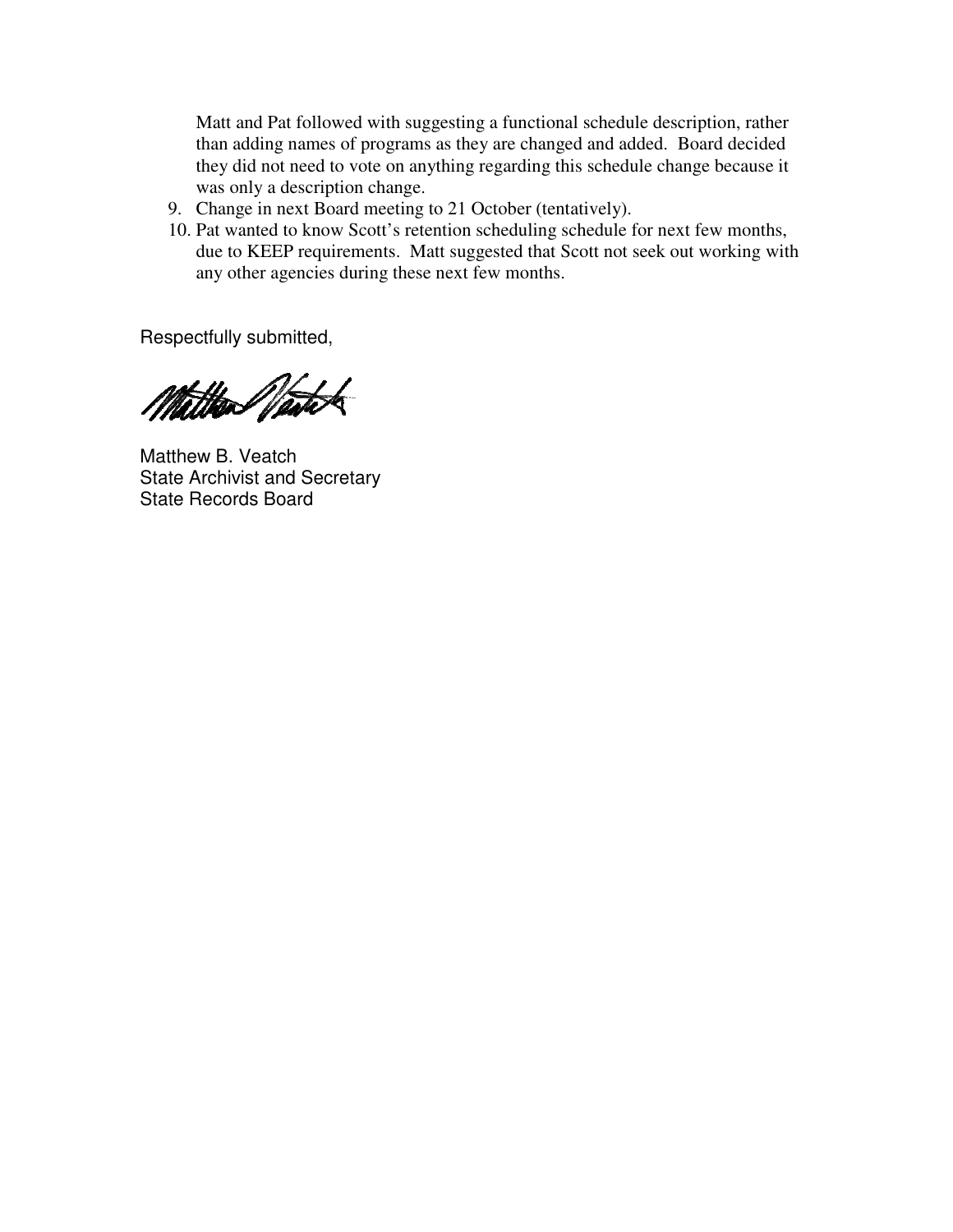Matt and Pat followed with suggesting a functional schedule description, rather than adding names of programs as they are changed and added. Board decided they did not need to vote on anything regarding this schedule change because it was only a description change.

9. Change in next Board meeting to 21 October (tentatively).
10. Pat wanted to know Scott's retention scheduling schedule for next few months, due to KEEP requirements. Matt suggested that Scott not seek out working with any other agencies during these next few months.

Respectfully submitted,

Matthew B. Veatch
State Archivist and Secretary
State Records Board